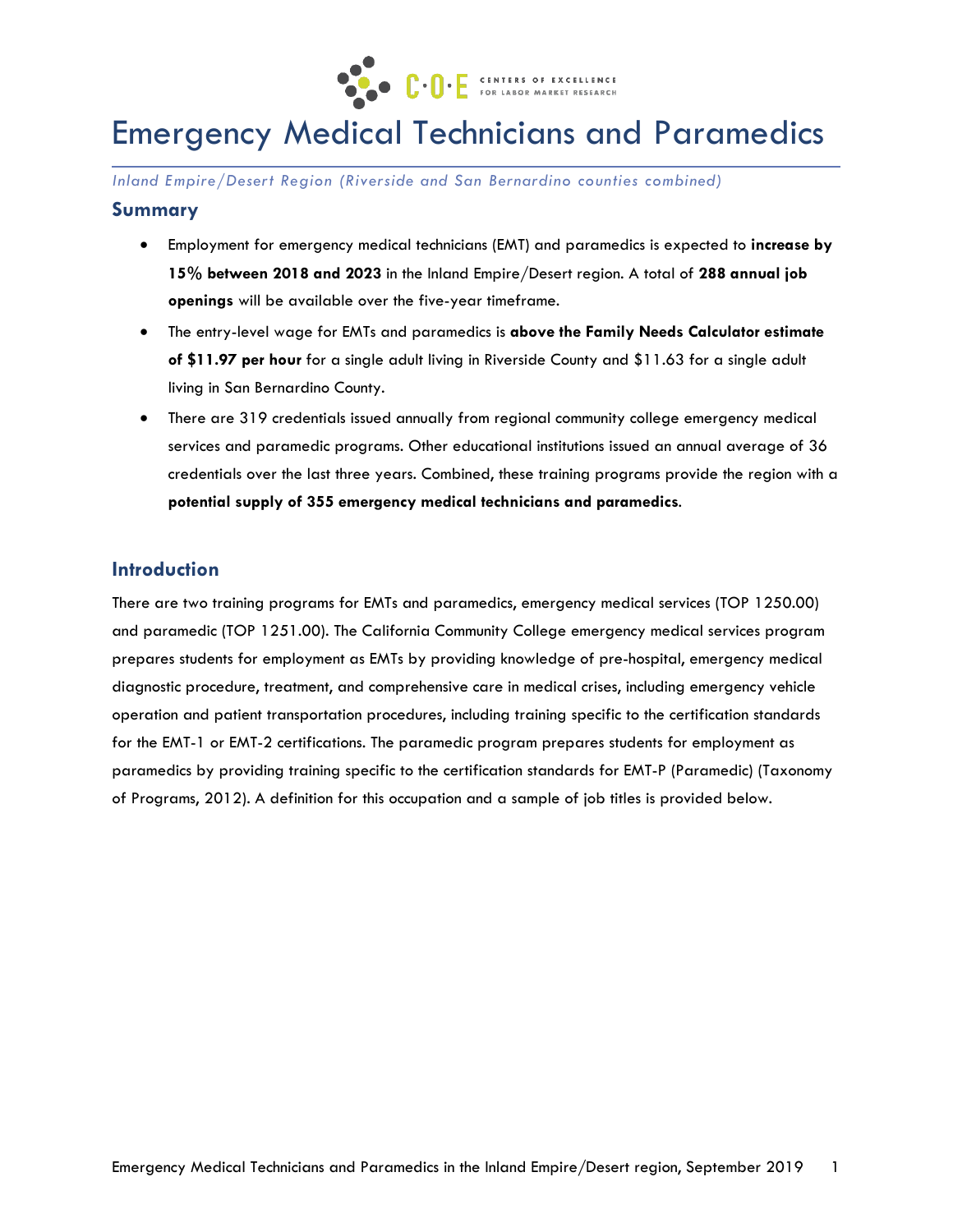# Emergency Medical Technicians and Paramedics

*Inland Empire/Desert Region (Riverside and San Bernardino counties combined)*

## Summary

- Employment for emergency medical technicians (EMT) and paramedics is expected to **increase by 15% between 2018 and 2023** in the Inland Empire/Desert region. A total of **288 annual job openings** will be available over the five-year timeframe.
- The entry-level wage for EMTs and paramedics is **above the Family Needs Calculator estimate of $11.97 per hour** for a single adult living in Riverside County and $11.63 for a single adult living in San Bernardino County.
- There are 319 credentials issued annually from regional community college emergency medical services and paramedic programs. Other educational institutions issued an annual average of 36 credentials over the last three years. Combined, these training programs provide the region with a **potential supply of 355 emergency medical technicians and paramedics**.

## Introduction

There are two training programs for EMTs and paramedics, emergency medical services (TOP 1250.00) and paramedic (TOP 1251.00). The California Community College emergency medical services program prepares students for employment as EMTs by providing knowledge of pre-hospital, emergency medical diagnostic procedure, treatment, and comprehensive care in medical crises, including emergency vehicle operation and patient transportation procedures, including training specific to the certification standards for the EMT-1 or EMT-2 certifications. The paramedic program prepares students for employment as paramedics by providing training specific to the certification standards for EMT-P (Paramedic) (Taxonomy of Programs, 2012). A definition for this occupation and a sample of job titles is provided below.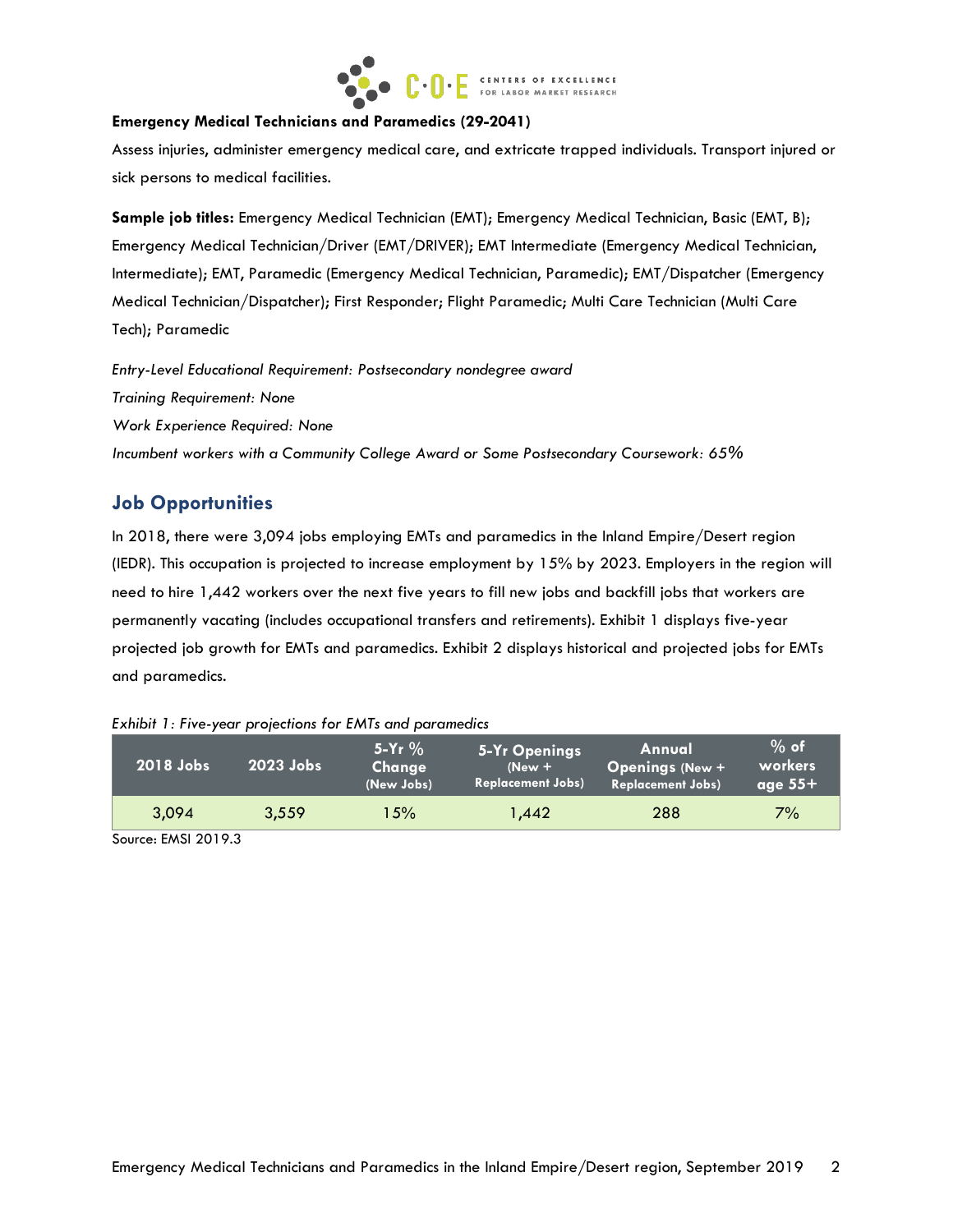**Emergency Medical Technicians and Paramedics (29-2041)**

Assess injuries, administer emergency medical care, and extricate trapped individuals. Transport injured or sick persons to medical facilities.

**Sample job titles:** Emergency Medical Technician (EMT); Emergency Medical Technician, Basic (EMT, B); Emergency Medical Technician/Driver (EMT/DRIVER); EMT Intermediate (Emergency Medical Technician, Intermediate); EMT, Paramedic (Emergency Medical Technician, Paramedic); EMT/Dispatcher (Emergency Medical Technician/Dispatcher); First Responder; Flight Paramedic; Multi Care Technician (Multi Care Tech); Paramedic

*Entry-Level Educational Requirement: Postsecondary nondegree award*

*Training Requirement: None*

*Work Experience Required: None*

*Incumbent workers with a Community College Award or Some Postsecondary Coursework: 65%*

## Job Opportunities

In 2018, there were 3,094 jobs employing EMTs and paramedics in the Inland Empire/Desert region (IEDR). This occupation is projected to increase employment by 15% by 2023. Employers in the region will need to hire 1,442 workers over the next five years to fill new jobs and backfill jobs that workers are permanently vacating (includes occupational transfers and retirements). Exhibit 1 displays five-year projected job growth for EMTs and paramedics. Exhibit 2 displays historical and projected jobs for EMTs and paramedics.

*Exhibit 1: Five-year projections for EMTs and paramedics*

| 2018 Jobs | 2023 Jobs | 5-Yr % Change (New Jobs) | 5-Yr Openings (New + Replacement Jobs) | Annual Openings (New + Replacement Jobs) | % of workers age 55+ |
|---|---|---|---|---|---|
| 3,094 | 3,559 | 15% | 1,442 | 288 | 7% |

Source: EMSI 2019.3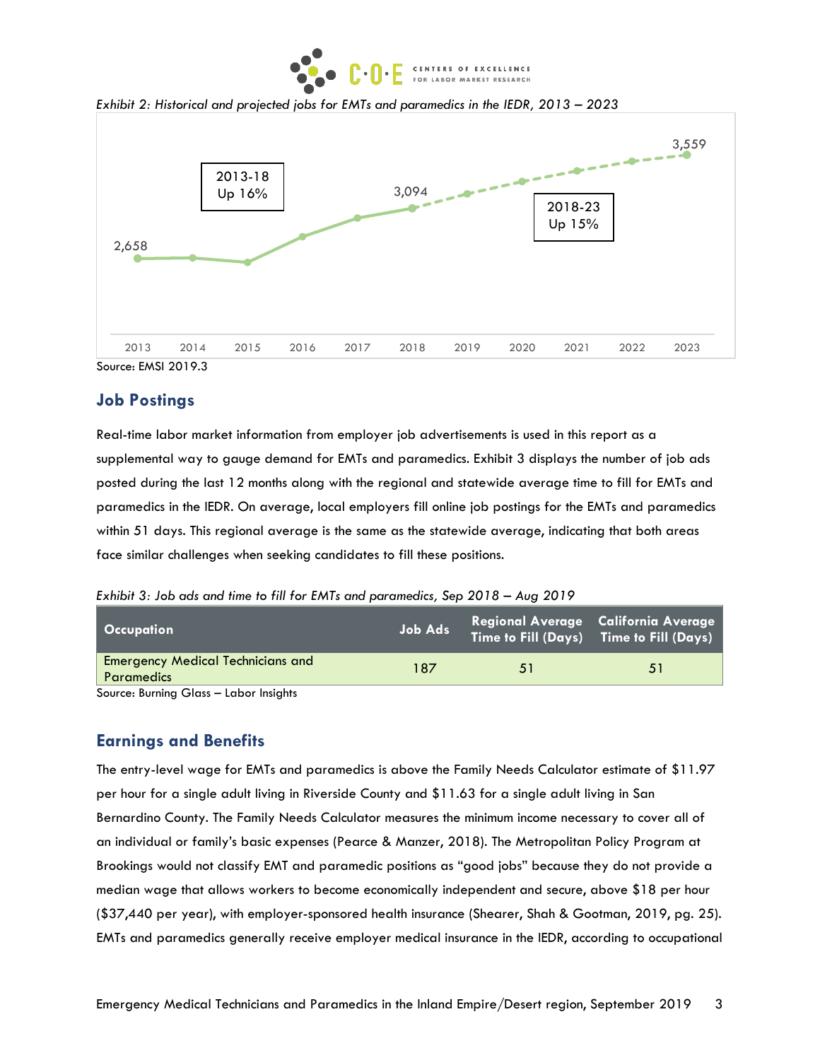*Exhibit 2: Historical and projected jobs for EMTs and paramedics in the IEDR, 2013 – 2023*

2013-18 Up 16%

2018-23 Up 15%

2,658

3,094

3,559

2013 2014 2015 2016 2017 2018 2019 2020 2021 2022 2023

Source: EMSI 2019.3

## Job Postings

Real-time labor market information from employer job advertisements is used in this report as a supplemental way to gauge demand for EMTs and paramedics. Exhibit 3 displays the number of job ads posted during the last 12 months along with the regional and statewide average time to fill for EMTs and paramedics in the IEDR. On average, local employers fill online job postings for the EMTs and paramedics within 51 days. This regional average is the same as the statewide average, indicating that both areas face similar challenges when seeking candidates to fill these positions.

*Exhibit 3: Job ads and time to fill for EMTs and paramedics, Sep 2018 – Aug 2019*

| Occupation | Job Ads | Regional Average Time to Fill (Days) | California Average Time to Fill (Days) |
|---|---|---|---|
| Emergency Medical Technicians and Paramedics | 187 | 51 | 51 |

Source: Burning Glass – Labor Insights

## Earnings and Benefits

The entry-level wage for EMTs and paramedics is above the Family Needs Calculator estimate of $11.97 per hour for a single adult living in Riverside County and $11.63 for a single adult living in San Bernardino County. The Family Needs Calculator measures the minimum income necessary to cover all of an individual or family's basic expenses (Pearce & Manzer, 2018). The Metropolitan Policy Program at Brookings would not classify EMT and paramedic positions as "good jobs" because they do not provide a median wage that allows workers to become economically independent and secure, above $18 per hour ($37,440 per year), with employer-sponsored health insurance (Shearer, Shah & Gootman, 2019, pg. 25). EMTs and paramedics generally receive employer medical insurance in the IEDR, according to occupational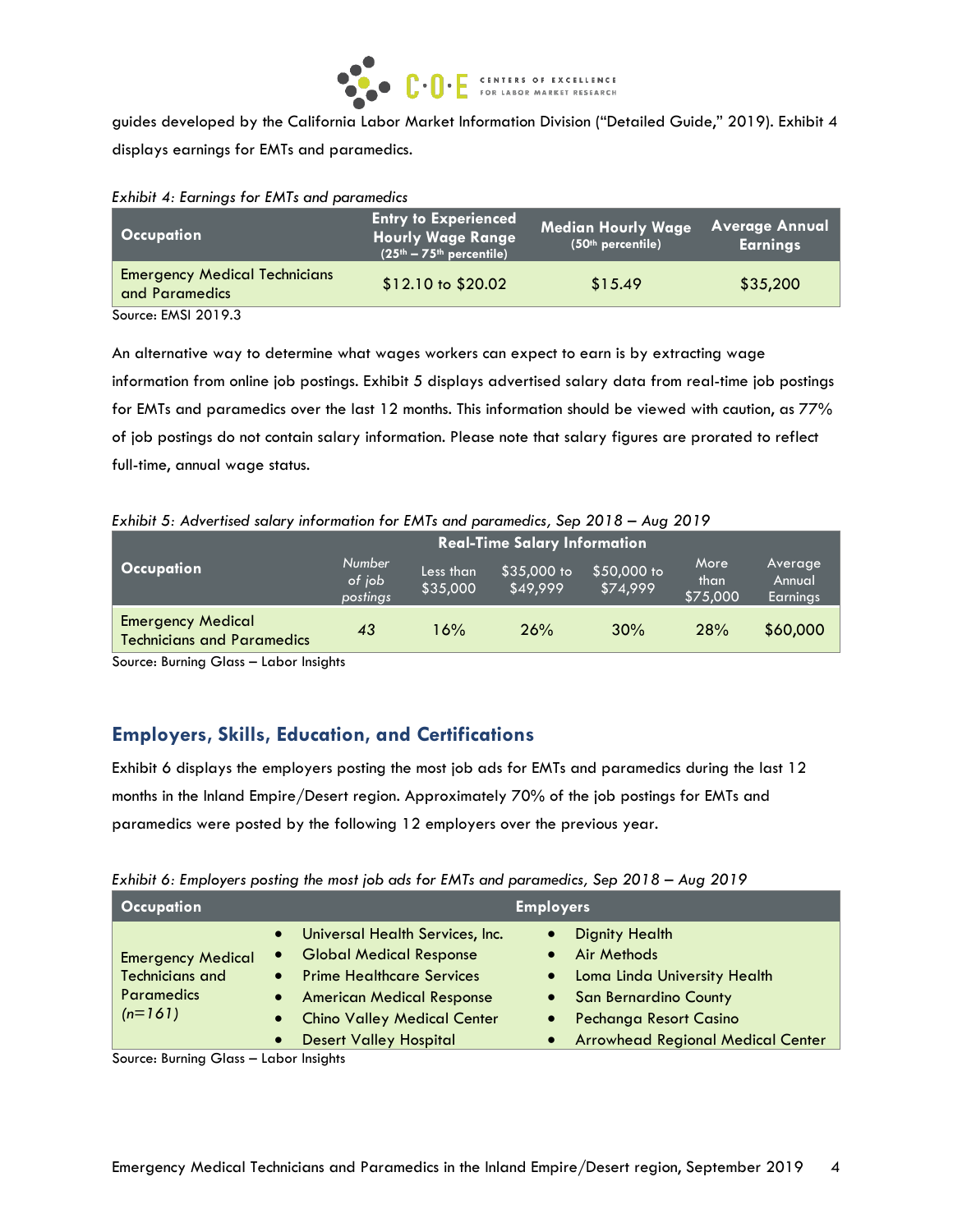guides developed by the California Labor Market Information Division ("Detailed Guide," 2019). Exhibit 4 displays earnings for EMTs and paramedics.

*Exhibit 4: Earnings for EMTs and paramedics*

| Occupation | Entry to Experienced Hourly Wage Range (25th – 75th percentile) | Median Hourly Wage (50th percentile) | Average Annual Earnings |
|---|---|---|---|
| Emergency Medical Technicians and Paramedics | $12.10 to $20.02 | $15.49 | $35,200 |

Source: EMSI 2019.3

An alternative way to determine what wages workers can expect to earn is by extracting wage information from online job postings. Exhibit 5 displays advertised salary data from real-time job postings for EMTs and paramedics over the last 12 months. This information should be viewed with caution, as 77% of job postings do not contain salary information. Please note that salary figures are prorated to reflect full-time, annual wage status.

*Exhibit 5: Advertised salary information for EMTs and paramedics, Sep 2018 – Aug 2019*

| Occupation | Real-Time Salary Information | | | | | |
|---|---|---|---|---|---|---|
| | *Number of job postings* | Less than $35,000 | $35,000 to $49,999 | $50,000 to $74,999 | More than $75,000 | Average Annual Earnings |
| Emergency Medical Technicians and Paramedics | *43* | 16% | 26% | 30% | 28% | $60,000 |

Source: Burning Glass – Labor Insights

## Employers, Skills, Education, and Certifications

Exhibit 6 displays the employers posting the most job ads for EMTs and paramedics during the last 12 months in the Inland Empire/Desert region. Approximately 70% of the job postings for EMTs and paramedics were posted by the following 12 employers over the previous year.

*Exhibit 6: Employers posting the most job ads for EMTs and paramedics, Sep 2018 – Aug 2019*

| Occupation | Employers | |
|---|---|---|
| Emergency Medical Technicians and Paramedics *(n=161)* | • Universal Health Services, Inc.<br>• Global Medical Response<br>• Prime Healthcare Services<br>• American Medical Response<br>• Chino Valley Medical Center<br>• Desert Valley Hospital | • Dignity Health<br>• Air Methods<br>• Loma Linda University Health<br>• San Bernardino County<br>• Pechanga Resort Casino<br>• Arrowhead Regional Medical Center |

Source: Burning Glass – Labor Insights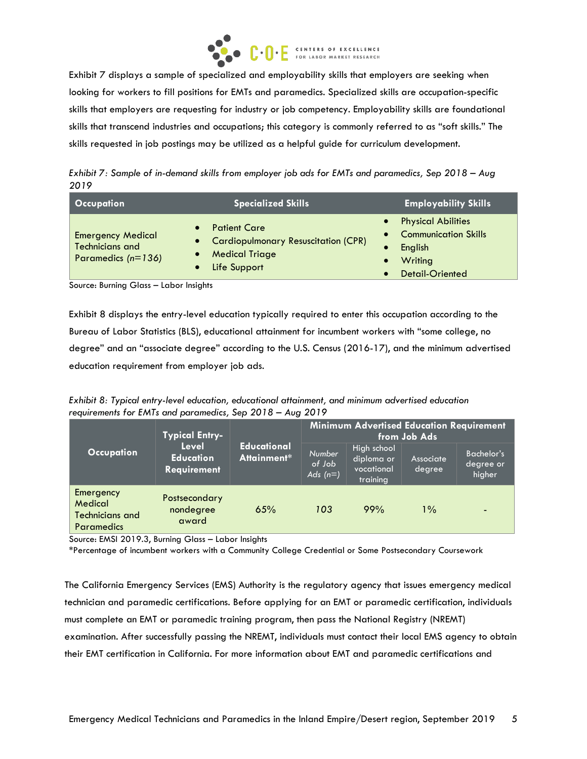Exhibit 7 displays a sample of specialized and employability skills that employers are seeking when looking for workers to fill positions for EMTs and paramedics. Specialized skills are occupation-specific skills that employers are requesting for industry or job competency. Employability skills are foundational skills that transcend industries and occupations; this category is commonly referred to as "soft skills." The skills requested in job postings may be utilized as a helpful guide for curriculum development.

*Exhibit 7: Sample of in-demand skills from employer job ads for EMTs and paramedics, Sep 2018 – Aug 2019*

| Occupation | Specialized Skills | Employability Skills |
|---|---|---|
| Emergency Medical Technicians and Paramedics *(n=136)* | • Patient Care<br>• Cardiopulmonary Resuscitation (CPR)<br>• Medical Triage<br>• Life Support | • Physical Abilities<br>• Communication Skills<br>• English<br>• Writing<br>• Detail-Oriented |

Source: Burning Glass – Labor Insights

Exhibit 8 displays the entry-level education typically required to enter this occupation according to the Bureau of Labor Statistics (BLS), educational attainment for incumbent workers with "some college, no degree" and an "associate degree" according to the U.S. Census (2016-17), and the minimum advertised education requirement from employer job ads.

*Exhibit 8: Typical entry-level education, educational attainment, and minimum advertised education requirements for EMTs and paramedics, Sep 2018 – Aug 2019*

| Occupation | Typical Entry-Level Education Requirement | Educational Attainment* | Minimum Advertised Education Requirement from Job Ads | | | |
|---|---|---|---|---|---|---|
| | | | *Number of Job Ads (n=)* | High school diploma or vocational training | Associate degree | Bachelor's degree or higher |
| Emergency Medical Technicians and Paramedics | Postsecondary nondegree award | 65% | *103* | 99% | 1% | - |

Source: EMSI 2019.3, Burning Glass – Labor Insights
*Percentage of incumbent workers with a Community College Credential or Some Postsecondary Coursework

The California Emergency Services (EMS) Authority is the regulatory agency that issues emergency medical technician and paramedic certifications. Before applying for an EMT or paramedic certification, individuals must complete an EMT or paramedic training program, then pass the National Registry (NREMT) examination. After successfully passing the NREMT, individuals must contact their local EMS agency to obtain their EMT certification in California. For more information about EMT and paramedic certifications and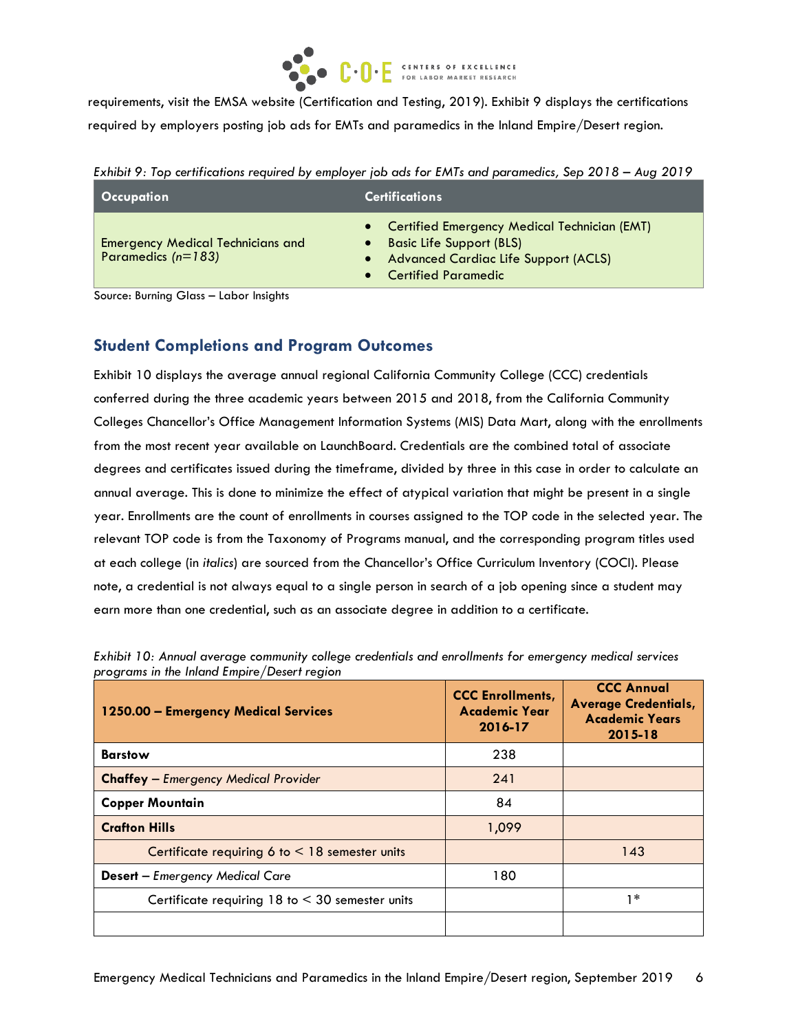requirements, visit the EMSA website (Certification and Testing, 2019). Exhibit 9 displays the certifications required by employers posting job ads for EMTs and paramedics in the Inland Empire/Desert region.

*Exhibit 9: Top certifications required by employer job ads for EMTs and paramedics, Sep 2018 – Aug 2019*

| Occupation | Certifications |
|---|---|
| Emergency Medical Technicians and Paramedics *(n=183)* | • Certified Emergency Medical Technician (EMT)<br>• Basic Life Support (BLS)<br>• Advanced Cardiac Life Support (ACLS)<br>• Certified Paramedic |

Source: Burning Glass – Labor Insights

## Student Completions and Program Outcomes

Exhibit 10 displays the average annual regional California Community College (CCC) credentials conferred during the three academic years between 2015 and 2018, from the California Community Colleges Chancellor's Office Management Information Systems (MIS) Data Mart, along with the enrollments from the most recent year available on LaunchBoard. Credentials are the combined total of associate degrees and certificates issued during the timeframe, divided by three in this case in order to calculate an annual average. This is done to minimize the effect of atypical variation that might be present in a single year. Enrollments are the count of enrollments in courses assigned to the TOP code in the selected year. The relevant TOP code is from the Taxonomy of Programs manual, and the corresponding program titles used at each college (in *italics*) are sourced from the Chancellor's Office Curriculum Inventory (COCI). Please note, a credential is not always equal to a single person in search of a job opening since a student may earn more than one credential, such as an associate degree in addition to a certificate.

*Exhibit 10: Annual average community college credentials and enrollments for emergency medical services programs in the Inland Empire/Desert region*

| 1250.00 – Emergency Medical Services | CCC Enrollments, Academic Year 2016-17 | CCC Annual Average Credentials, Academic Years 2015-18 |
|---|---|---|
| **Barstow** | 238 | |
| **Chaffey** – *Emergency Medical Provider* | 241 | |
| **Copper Mountain** | 84 | |
| **Crafton Hills** | 1,099 | |
| Certificate requiring 6 to < 18 semester units | | 143 |
| **Desert** – *Emergency Medical Care* | 180 | |
| Certificate requiring 18 to < 30 semester units | | 1* |
| | | |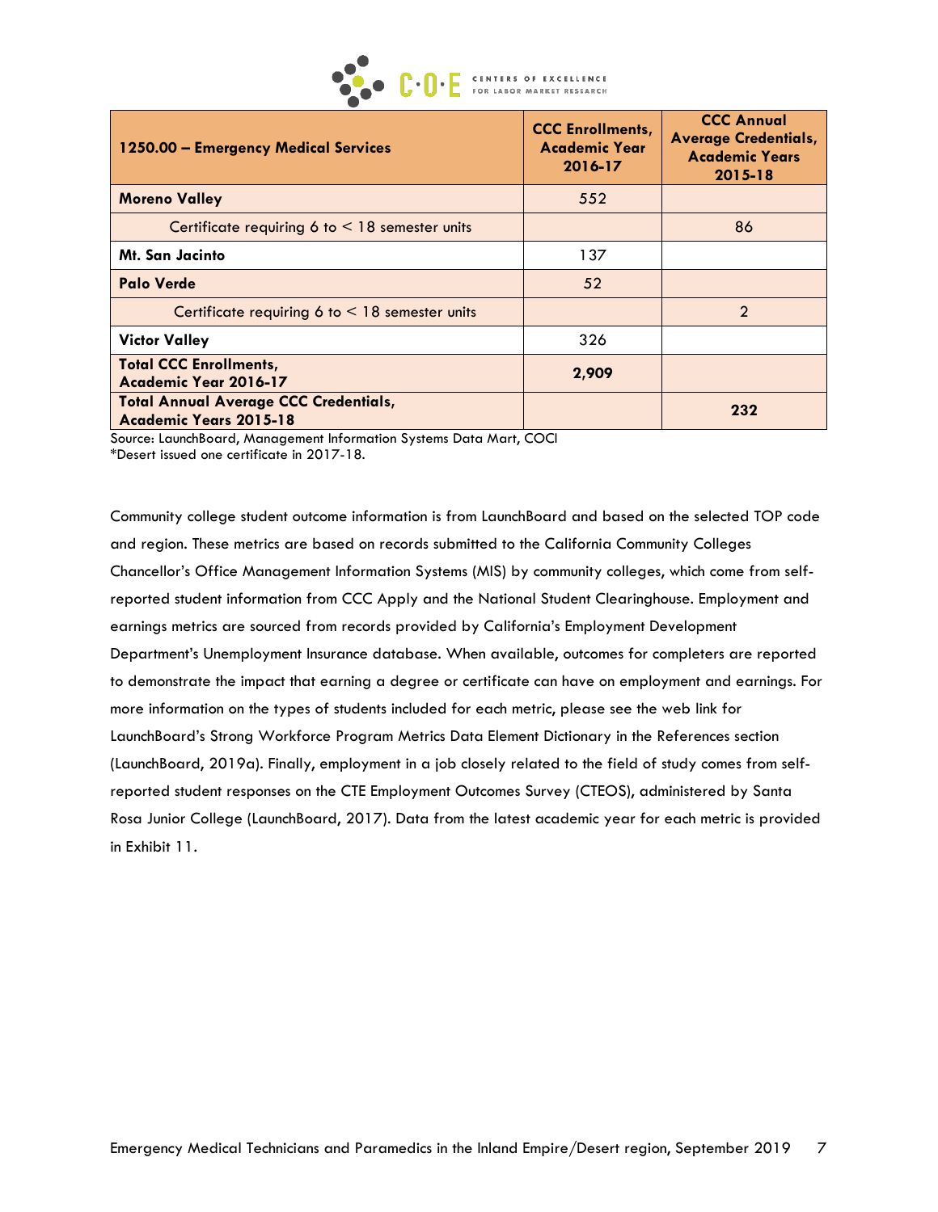| 1250.00 – Emergency Medical Services | CCC Enrollments, Academic Year 2016-17 | CCC Annual Average Credentials, Academic Years 2015-18 |
|---|---|---|
| **Moreno Valley** | 552 | |
| Certificate requiring 6 to < 18 semester units | | 86 |
| **Mt. San Jacinto** | 137 | |
| **Palo Verde** | 52 | |
| Certificate requiring 6 to < 18 semester units | | 2 |
| **Victor Valley** | 326 | |
| **Total CCC Enrollments, Academic Year 2016-17** | **2,909** | |
| **Total Annual Average CCC Credentials, Academic Years 2015-18** | | **232** |

Source: LaunchBoard, Management Information Systems Data Mart, COCI
*Desert issued one certificate in 2017-18.

Community college student outcome information is from LaunchBoard and based on the selected TOP code and region. These metrics are based on records submitted to the California Community Colleges Chancellor's Office Management Information Systems (MIS) by community colleges, which come from self-reported student information from CCC Apply and the National Student Clearinghouse. Employment and earnings metrics are sourced from records provided by California's Employment Development Department's Unemployment Insurance database. When available, outcomes for completers are reported to demonstrate the impact that earning a degree or certificate can have on employment and earnings. For more information on the types of students included for each metric, please see the web link for LaunchBoard's Strong Workforce Program Metrics Data Element Dictionary in the References section (LaunchBoard, 2019a). Finally, employment in a job closely related to the field of study comes from self-reported student responses on the CTE Employment Outcomes Survey (CTEOS), administered by Santa Rosa Junior College (LaunchBoard, 2017). Data from the latest academic year for each metric is provided in Exhibit 11.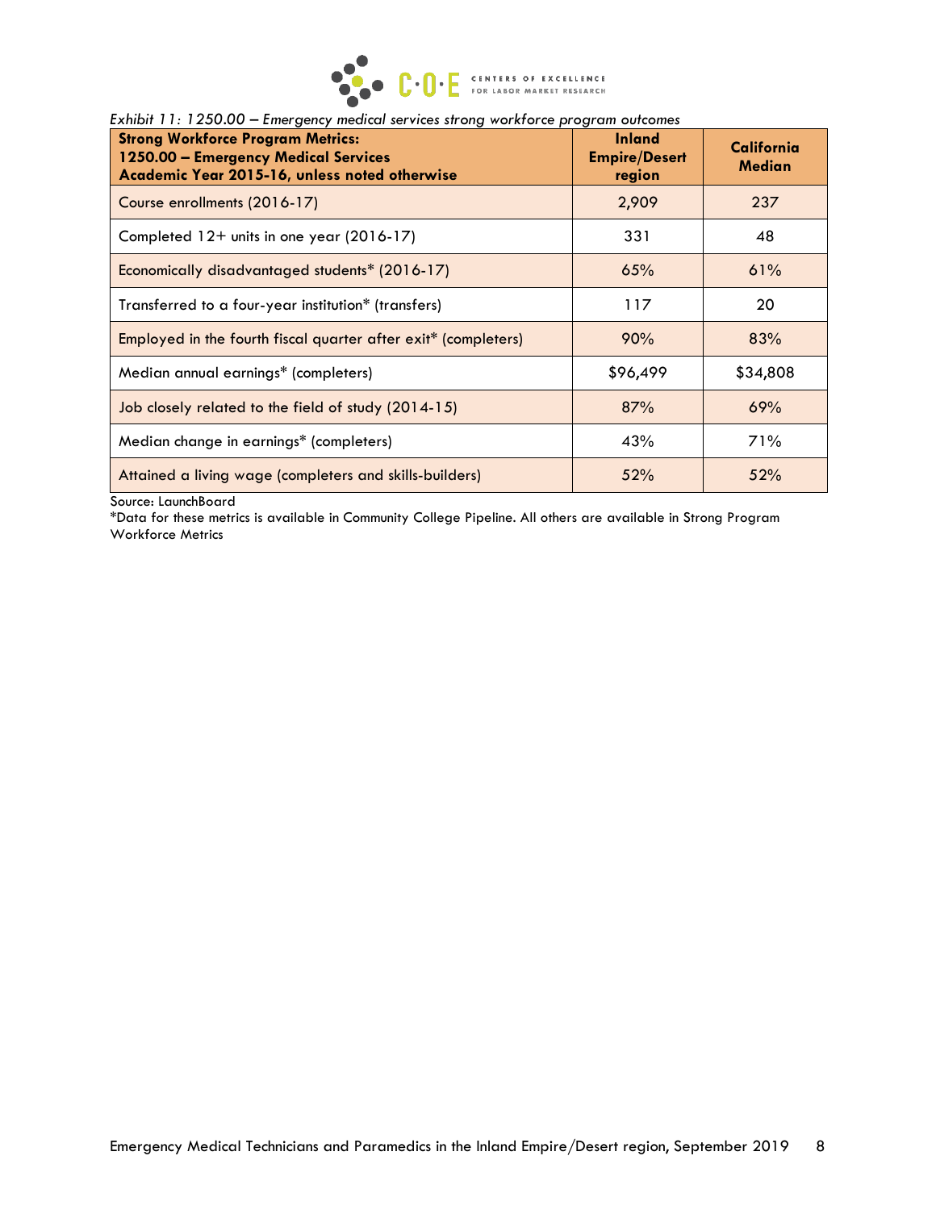*Exhibit 11: 1250.00 – Emergency medical services strong workforce program outcomes*

| **Strong Workforce Program Metrics: 1250.00 – Emergency Medical Services Academic Year 2015-16, unless noted otherwise** | **Inland Empire/Desert region** | **California Median** |
|---|---|---|
| Course enrollments (2016-17) | 2,909 | 237 |
| Completed 12+ units in one year (2016-17) | 331 | 48 |
| Economically disadvantaged students* (2016-17) | 65% | 61% |
| Transferred to a four-year institution* (transfers) | 117 | 20 |
| Employed in the fourth fiscal quarter after exit* (completers) | 90% | 83% |
| Median annual earnings* (completers) | $96,499 | $34,808 |
| Job closely related to the field of study (2014-15) | 87% | 69% |
| Median change in earnings* (completers) | 43% | 71% |
| Attained a living wage (completers and skills-builders) | 52% | 52% |

Source: LaunchBoard
*Data for these metrics is available in Community College Pipeline. All others are available in Strong Program Workforce Metrics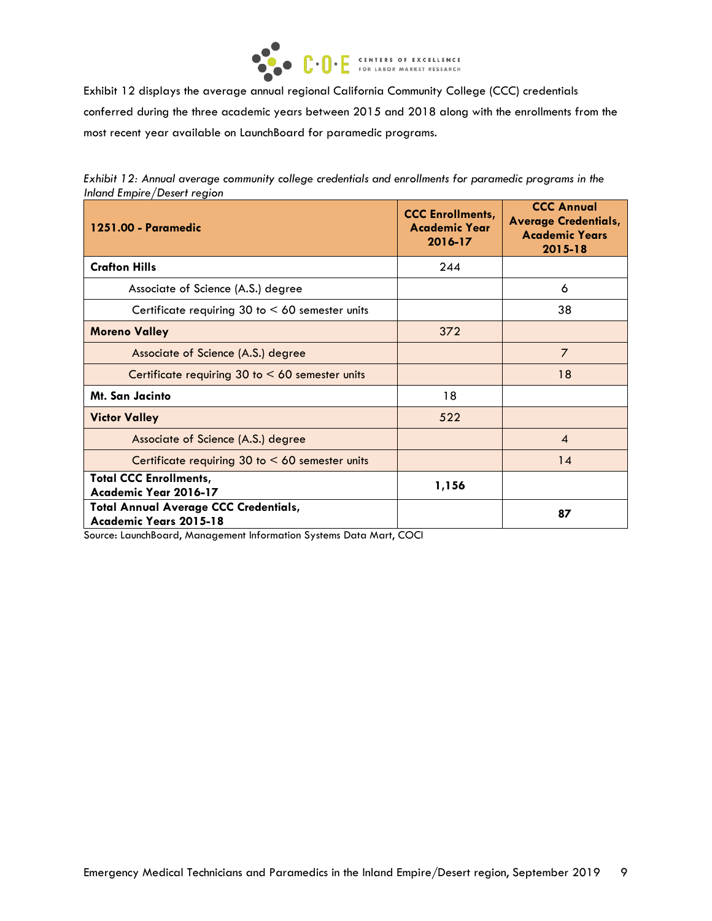Exhibit 12 displays the average annual regional California Community College (CCC) credentials conferred during the three academic years between 2015 and 2018 along with the enrollments from the most recent year available on LaunchBoard for paramedic programs.

*Exhibit 12: Annual average community college credentials and enrollments for paramedic programs in the Inland Empire/Desert region*

| 1251.00 - Paramedic | CCC Enrollments, Academic Year 2016-17 | CCC Annual Average Credentials, Academic Years 2015-18 |
|---|---|---|
| **Crafton Hills** | 244 | |
| Associate of Science (A.S.) degree | | 6 |
| Certificate requiring 30 to < 60 semester units | | 38 |
| **Moreno Valley** | 372 | |
| Associate of Science (A.S.) degree | | 7 |
| Certificate requiring 30 to < 60 semester units | | 18 |
| **Mt. San Jacinto** | 18 | |
| **Victor Valley** | 522 | |
| Associate of Science (A.S.) degree | | 4 |
| Certificate requiring 30 to < 60 semester units | | 14 |
| **Total CCC Enrollments, Academic Year 2016-17** | **1,156** | |
| **Total Annual Average CCC Credentials, Academic Years 2015-18** | | **87** |

Source: LaunchBoard, Management Information Systems Data Mart, COCI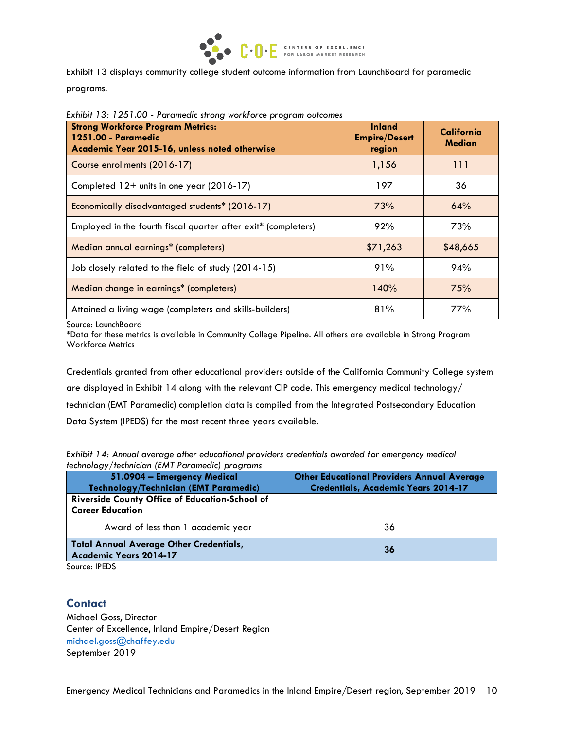Exhibit 13 displays community college student outcome information from LaunchBoard for paramedic programs.

*Exhibit 13: 1251.00 - Paramedic strong workforce program outcomes*

| **Strong Workforce Program Metrics: 1251.00 - Paramedic Academic Year 2015-16, unless noted otherwise** | **Inland Empire/Desert region** | **California Median** |
|---|---|---|
| Course enrollments (2016-17) | 1,156 | 111 |
| Completed 12+ units in one year (2016-17) | 197 | 36 |
| Economically disadvantaged students* (2016-17) | 73% | 64% |
| Employed in the fourth fiscal quarter after exit* (completers) | 92% | 73% |
| Median annual earnings* (completers) | $71,263 | $48,665 |
| Job closely related to the field of study (2014-15) | 91% | 94% |
| Median change in earnings* (completers) | 140% | 75% |
| Attained a living wage (completers and skills-builders) | 81% | 77% |

Source: LaunchBoard
*Data for these metrics is available in Community College Pipeline. All others are available in Strong Program Workforce Metrics

Credentials granted from other educational providers outside of the California Community College system are displayed in Exhibit 14 along with the relevant CIP code. This emergency medical technology/ technician (EMT Paramedic) completion data is compiled from the Integrated Postsecondary Education Data System (IPEDS) for the most recent three years available.

*Exhibit 14: Annual average other educational providers credentials awarded for emergency medical technology/technician (EMT Paramedic) programs*

| **51.0904 – Emergency Medical Technology/Technician (EMT Paramedic)** | **Other Educational Providers Annual Average Credentials, Academic Years 2014-17** |
|---|---|
| **Riverside County Office of Education-School of Career Education** | |
| Award of less than 1 academic year | 36 |
| **Total Annual Average Other Credentials, Academic Years 2014-17** | **36** |

Source: IPEDS

## Contact

Michael Goss, Director
Center of Excellence, Inland Empire/Desert Region
michael.goss@chaffey.edu
September 2019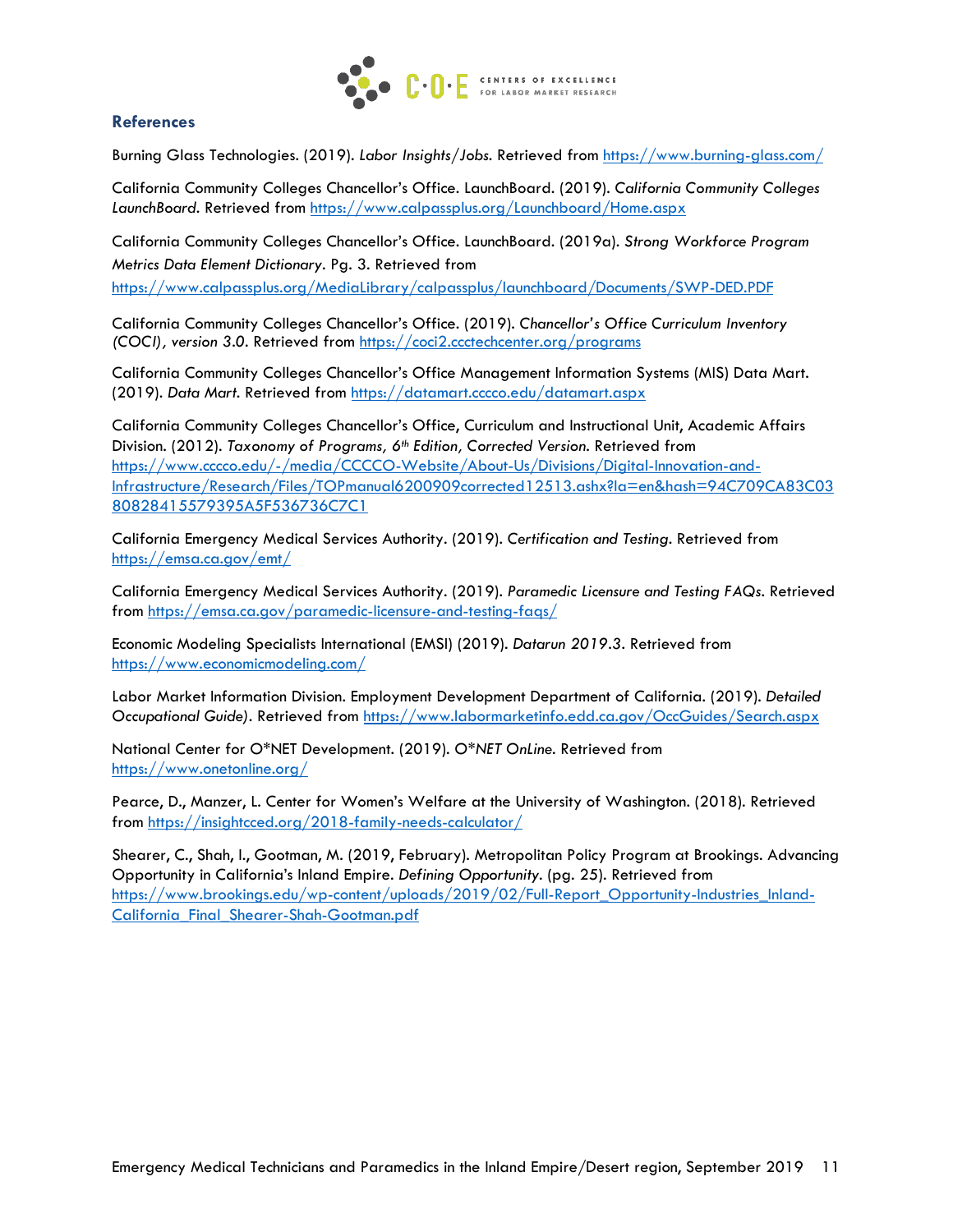## References

Burning Glass Technologies. (2019). *Labor Insights/Jobs*. Retrieved from https://www.burning-glass.com/

California Community Colleges Chancellor's Office. LaunchBoard. (2019). *California Community Colleges LaunchBoard*. Retrieved from https://www.calpassplus.org/Launchboard/Home.aspx

California Community Colleges Chancellor's Office. LaunchBoard. (2019a). *Strong Workforce Program Metrics Data Element Dictionary*. Pg. 3. Retrieved from https://www.calpassplus.org/MediaLibrary/calpassplus/launchboard/Documents/SWP-DED.PDF

California Community Colleges Chancellor's Office. (2019). *Chancellor's Office Curriculum Inventory (COCI), version 3.0*. Retrieved from https://coci2.ccctechcenter.org/programs

California Community Colleges Chancellor's Office Management Information Systems (MIS) Data Mart. (2019). *Data Mart*. Retrieved from https://datamart.cccco.edu/datamart.aspx

California Community Colleges Chancellor's Office, Curriculum and Instructional Unit, Academic Affairs Division. (2012). *Taxonomy of Programs, 6th Edition, Corrected Version*. Retrieved from https://www.cccco.edu/-/media/CCCCO-Website/About-Us/Divisions/Digital-Innovation-and-Infrastructure/Research/Files/TOPmanual6200909corrected12513.ashx?la=en&hash=94C709CA83C0380828415579395A5F536736C7C1

California Emergency Medical Services Authority. (2019). *Certification and Testing*. Retrieved from https://emsa.ca.gov/emt/

California Emergency Medical Services Authority. (2019). *Paramedic Licensure and Testing FAQs*. Retrieved from https://emsa.ca.gov/paramedic-licensure-and-testing-faqs/

Economic Modeling Specialists International (EMSI) (2019). *Datarun 2019.3*. Retrieved from https://www.economicmodeling.com/

Labor Market Information Division. Employment Development Department of California. (2019). *Detailed Occupational Guide)*. Retrieved from https://www.labormarketinfo.edd.ca.gov/OccGuides/Search.aspx

National Center for O*NET Development. (2019). *O*NET OnLine*. Retrieved from https://www.onetonline.org/

Pearce, D., Manzer, L. Center for Women's Welfare at the University of Washington. (2018). Retrieved from https://insightcced.org/2018-family-needs-calculator/

Shearer, C., Shah, I., Gootman, M. (2019, February). Metropolitan Policy Program at Brookings. Advancing Opportunity in California's Inland Empire. *Defining Opportunity*. (pg. 25). Retrieved from https://www.brookings.edu/wp-content/uploads/2019/02/Full-Report_Opportunity-Industries_Inland-California_Final_Shearer-Shah-Gootman.pdf